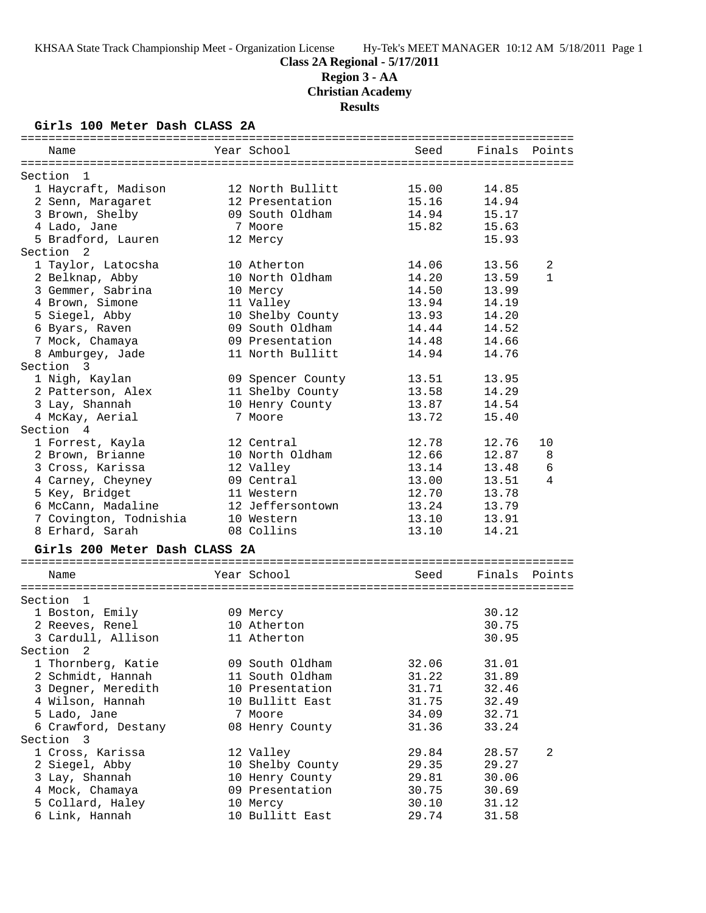KHSAA State Track Championship Meet - Organization License Hy-Tek's MEET MANAGER 10:12 AM 5/18/2011 Page 1

# Class 2A Regional - 5/17/2011

## Region 3 - AA

## Christian Academy

## Results

### Girls 100 Meter Dash CLASS 2A

| Name | Year | School | Seed | Finals | Points |
|---|---|---|---|---|---|
| **Section 1** | | | | | |
| 1 Haycraft, Madison | 12 | North Bullitt | 15.00 | 14.85 | |
| 2 Senn, Maragaret | 12 | Presentation | 15.16 | 14.94 | |
| 3 Brown, Shelby | 09 | South Oldham | 14.94 | 15.17 | |
| 4 Lado, Jane | 7 | Moore | 15.82 | 15.63 | |
| 5 Bradford, Lauren | 12 | Mercy | | 15.93 | |
| **Section 2** | | | | | |
| 1 Taylor, Latocsha | 10 | Atherton | 14.06 | 13.56 | 2 |
| 2 Belknap, Abby | 10 | North Oldham | 14.20 | 13.59 | 1 |
| 3 Gemmer, Sabrina | 10 | Mercy | 14.50 | 13.99 | |
| 4 Brown, Simone | 11 | Valley | 13.94 | 14.19 | |
| 5 Siegel, Abby | 10 | Shelby County | 13.93 | 14.20 | |
| 6 Byars, Raven | 09 | South Oldham | 14.44 | 14.52 | |
| 7 Mock, Chamaya | 09 | Presentation | 14.48 | 14.66 | |
| 8 Amburgey, Jade | 11 | North Bullitt | 14.94 | 14.76 | |
| **Section 3** | | | | | |
| 1 Nigh, Kaylan | 09 | Spencer County | 13.51 | 13.95 | |
| 2 Patterson, Alex | 11 | Shelby County | 13.58 | 14.29 | |
| 3 Lay, Shannah | 10 | Henry County | 13.87 | 14.54 | |
| 4 McKay, Aerial | 7 | Moore | 13.72 | 15.40 | |
| **Section 4** | | | | | |
| 1 Forrest, Kayla | 12 | Central | 12.78 | 12.76 | 10 |
| 2 Brown, Brianne | 10 | North Oldham | 12.66 | 12.87 | 8 |
| 3 Cross, Karissa | 12 | Valley | 13.14 | 13.48 | 6 |
| 4 Carney, Cheyney | 09 | Central | 13.00 | 13.51 | 4 |
| 5 Key, Bridget | 11 | Western | 12.70 | 13.78 | |
| 6 McCann, Madaline | 12 | Jeffersontown | 13.24 | 13.79 | |
| 7 Covington, Todnishia | 10 | Western | 13.10 | 13.91 | |
| 8 Erhard, Sarah | 08 | Collins | 13.10 | 14.21 | |

### Girls 200 Meter Dash CLASS 2A

| Name | Year | School | Seed | Finals | Points |
|---|---|---|---|---|---|
| **Section 1** | | | | | |
| 1 Boston, Emily | 09 | Mercy | | 30.12 | |
| 2 Reeves, Renel | 10 | Atherton | | 30.75 | |
| 3 Cardull, Allison | 11 | Atherton | | 30.95 | |
| **Section 2** | | | | | |
| 1 Thornberg, Katie | 09 | South Oldham | 32.06 | 31.01 | |
| 2 Schmidt, Hannah | 11 | South Oldham | 31.22 | 31.89 | |
| 3 Degner, Meredith | 10 | Presentation | 31.71 | 32.46 | |
| 4 Wilson, Hannah | 10 | Bullitt East | 31.75 | 32.49 | |
| 5 Lado, Jane | 7 | Moore | 34.09 | 32.71 | |
| 6 Crawford, Destany | 08 | Henry County | 31.36 | 33.24 | |
| **Section 3** | | | | | |
| 1 Cross, Karissa | 12 | Valley | 29.84 | 28.57 | 2 |
| 2 Siegel, Abby | 10 | Shelby County | 29.35 | 29.27 | |
| 3 Lay, Shannah | 10 | Henry County | 29.81 | 30.06 | |
| 4 Mock, Chamaya | 09 | Presentation | 30.75 | 30.69 | |
| 5 Collard, Haley | 10 | Mercy | 30.10 | 31.12 | |
| 6 Link, Hannah | 10 | Bullitt East | 29.74 | 31.58 | |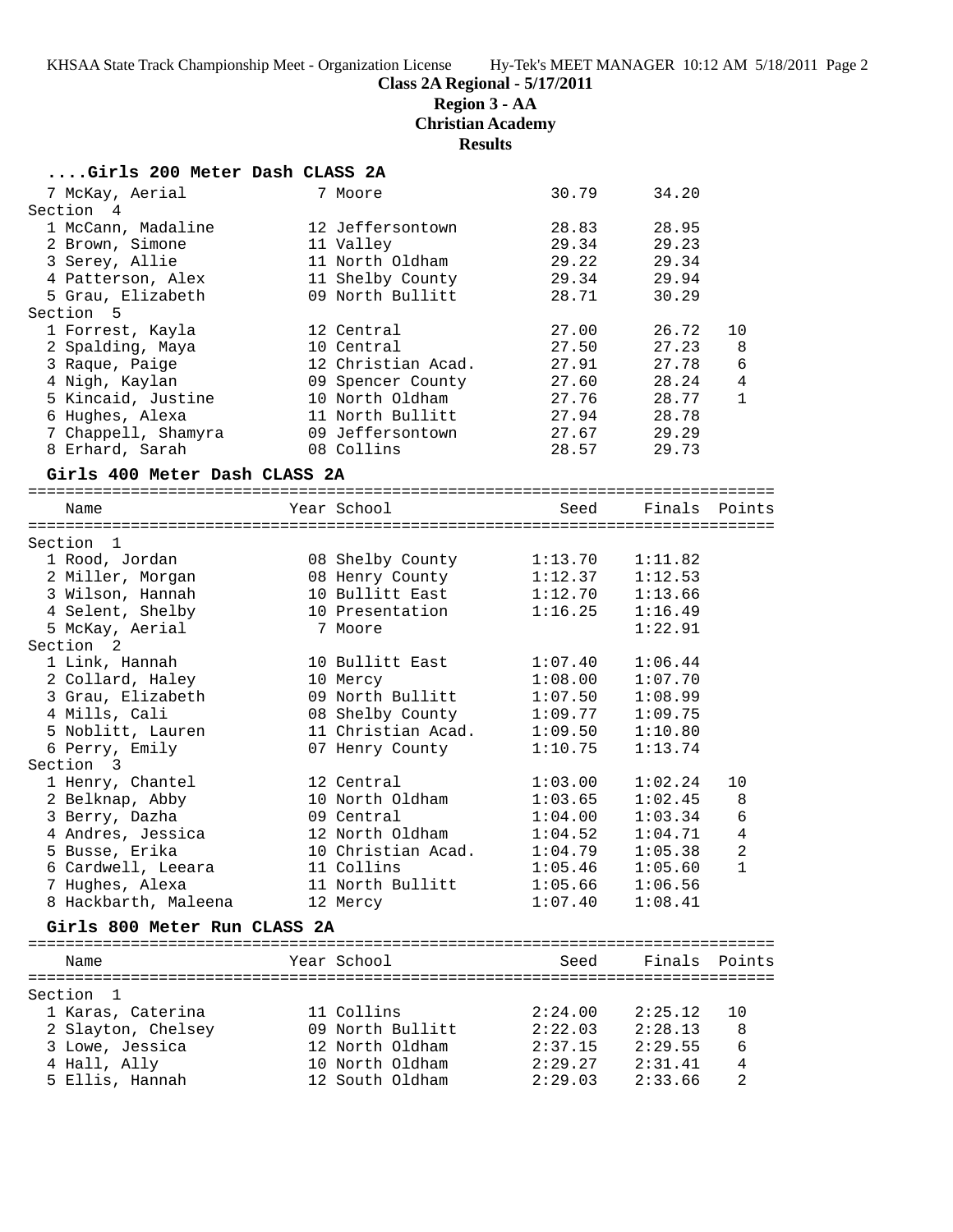**Class 2A Regional - 5/17/2011**

**Region 3 - AA**

**Christian Academy**

**Results**

### ....Girls 200 Meter Dash CLASS 2A

| Name | Year | School | Seed | Finals | Points |
|---|---|---|---|---|---|
| 7 McKay, Aerial | 7 | Moore | 30.79 | 34.20 | |
| **Section 4** | | | | | |
| 1 McCann, Madaline | 12 | Jeffersontown | 28.83 | 28.95 | |
| 2 Brown, Simone | 11 | Valley | 29.34 | 29.23 | |
| 3 Serey, Allie | 11 | North Oldham | 29.22 | 29.34 | |
| 4 Patterson, Alex | 11 | Shelby County | 29.34 | 29.94 | |
| 5 Grau, Elizabeth | 09 | North Bullitt | 28.71 | 30.29 | |
| **Section 5** | | | | | |
| 1 Forrest, Kayla | 12 | Central | 27.00 | 26.72 | 10 |
| 2 Spalding, Maya | 10 | Central | 27.50 | 27.23 | 8 |
| 3 Raque, Paige | 12 | Christian Acad. | 27.91 | 27.78 | 6 |
| 4 Nigh, Kaylan | 09 | Spencer County | 27.60 | 28.24 | 4 |
| 5 Kincaid, Justine | 10 | North Oldham | 27.76 | 28.77 | 1 |
| 6 Hughes, Alexa | 11 | North Bullitt | 27.94 | 28.78 | |
| 7 Chappell, Shamyra | 09 | Jeffersontown | 27.67 | 29.29 | |
| 8 Erhard, Sarah | 08 | Collins | 28.57 | 29.73 | |

### Girls 400 Meter Dash CLASS 2A

| Name | Year | School | Seed | Finals | Points |
|---|---|---|---|---|---|
| **Section 1** | | | | | |
| 1 Rood, Jordan | 08 | Shelby County | 1:13.70 | 1:11.82 | |
| 2 Miller, Morgan | 08 | Henry County | 1:12.37 | 1:12.53 | |
| 3 Wilson, Hannah | 10 | Bullitt East | 1:12.70 | 1:13.66 | |
| 4 Selent, Shelby | 10 | Presentation | 1:16.25 | 1:16.49 | |
| 5 McKay, Aerial | 7 | Moore | | 1:22.91 | |
| **Section 2** | | | | | |
| 1 Link, Hannah | 10 | Bullitt East | 1:07.40 | 1:06.44 | |
| 2 Collard, Haley | 10 | Mercy | 1:08.00 | 1:07.70 | |
| 3 Grau, Elizabeth | 09 | North Bullitt | 1:07.50 | 1:08.99 | |
| 4 Mills, Cali | 08 | Shelby County | 1:09.77 | 1:09.75 | |
| 5 Noblitt, Lauren | 11 | Christian Acad. | 1:09.50 | 1:10.80 | |
| 6 Perry, Emily | 07 | Henry County | 1:10.75 | 1:13.74 | |
| **Section 3** | | | | | |
| 1 Henry, Chantel | 12 | Central | 1:03.00 | 1:02.24 | 10 |
| 2 Belknap, Abby | 10 | North Oldham | 1:03.65 | 1:02.45 | 8 |
| 3 Berry, Dazha | 09 | Central | 1:04.00 | 1:03.34 | 6 |
| 4 Andres, Jessica | 12 | North Oldham | 1:04.52 | 1:04.71 | 4 |
| 5 Busse, Erika | 10 | Christian Acad. | 1:04.79 | 1:05.38 | 2 |
| 6 Cardwell, Leeara | 11 | Collins | 1:05.46 | 1:05.60 | 1 |
| 7 Hughes, Alexa | 11 | North Bullitt | 1:05.66 | 1:06.56 | |
| 8 Hackbarth, Maleena | 12 | Mercy | 1:07.40 | 1:08.41 | |

### Girls 800 Meter Run CLASS 2A

| Name | Year | School | Seed | Finals | Points |
|---|---|---|---|---|---|
| **Section 1** | | | | | |
| 1 Karas, Caterina | 11 | Collins | 2:24.00 | 2:25.12 | 10 |
| 2 Slayton, Chelsey | 09 | North Bullitt | 2:22.03 | 2:28.13 | 8 |
| 3 Lowe, Jessica | 12 | North Oldham | 2:37.15 | 2:29.55 | 6 |
| 4 Hall, Ally | 10 | North Oldham | 2:29.27 | 2:31.41 | 4 |
| 5 Ellis, Hannah | 12 | South Oldham | 2:29.03 | 2:33.66 | 2 |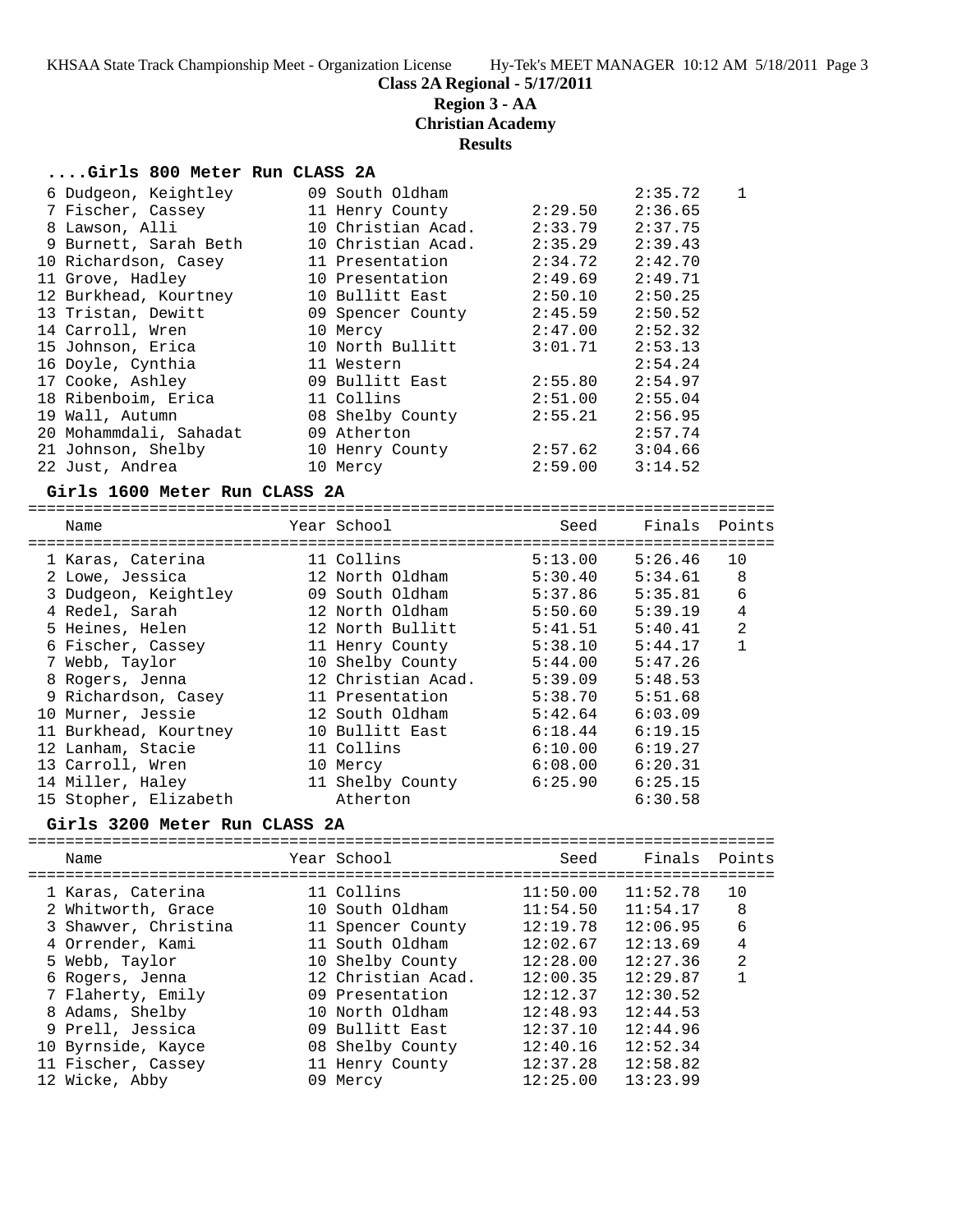### ....Girls 800 Meter Run CLASS 2A

| Name | Year | School | Seed | Finals | Points |
|---|---|---|---|---|---|
| 6 Dudgeon, Keightley | 09 | South Oldham | | 2:35.72 | 1 |
| 7 Fischer, Cassey | 11 | Henry County | 2:29.50 | 2:36.65 | |
| 8 Lawson, Alli | 10 | Christian Acad. | 2:33.79 | 2:37.75 | |
| 9 Burnett, Sarah Beth | 10 | Christian Acad. | 2:35.29 | 2:39.43 | |
| 10 Richardson, Casey | 11 | Presentation | 2:34.72 | 2:42.70 | |
| 11 Grove, Hadley | 10 | Presentation | 2:49.69 | 2:49.71 | |
| 12 Burkhead, Kourtney | 10 | Bullitt East | 2:50.10 | 2:50.25 | |
| 13 Tristan, Dewitt | 09 | Spencer County | 2:45.59 | 2:50.52 | |
| 14 Carroll, Wren | 10 | Mercy | 2:47.00 | 2:52.32 | |
| 15 Johnson, Erica | 10 | North Bullitt | 3:01.71 | 2:53.13 | |
| 16 Doyle, Cynthia | 11 | Western | | 2:54.24 | |
| 17 Cooke, Ashley | 09 | Bullitt East | 2:55.80 | 2:54.97 | |
| 18 Ribenboim, Erica | 11 | Collins | 2:51.00 | 2:55.04 | |
| 19 Wall, Autumn | 08 | Shelby County | 2:55.21 | 2:56.95 | |
| 20 Mohammdali, Sahadat | 09 | Atherton | | 2:57.74 | |
| 21 Johnson, Shelby | 10 | Henry County | 2:57.62 | 3:04.66 | |
| 22 Just, Andrea | 10 | Mercy | 2:59.00 | 3:14.52 | |

### Girls 1600 Meter Run CLASS 2A

| Name | Year | School | Seed | Finals | Points |
|---|---|---|---|---|---|
| 1 Karas, Caterina | 11 | Collins | 5:13.00 | 5:26.46 | 10 |
| 2 Lowe, Jessica | 12 | North Oldham | 5:30.40 | 5:34.61 | 8 |
| 3 Dudgeon, Keightley | 09 | South Oldham | 5:37.86 | 5:35.81 | 6 |
| 4 Redel, Sarah | 12 | North Oldham | 5:50.60 | 5:39.19 | 4 |
| 5 Heines, Helen | 12 | North Bullitt | 5:41.51 | 5:40.41 | 2 |
| 6 Fischer, Cassey | 11 | Henry County | 5:38.10 | 5:44.17 | 1 |
| 7 Webb, Taylor | 10 | Shelby County | 5:44.00 | 5:47.26 | |
| 8 Rogers, Jenna | 12 | Christian Acad. | 5:39.09 | 5:48.53 | |
| 9 Richardson, Casey | 11 | Presentation | 5:38.70 | 5:51.68 | |
| 10 Murner, Jessie | 12 | South Oldham | 5:42.64 | 6:03.09 | |
| 11 Burkhead, Kourtney | 10 | Bullitt East | 6:18.44 | 6:19.15 | |
| 12 Lanham, Stacie | 11 | Collins | 6:10.00 | 6:19.27 | |
| 13 Carroll, Wren | 10 | Mercy | 6:08.00 | 6:20.31 | |
| 14 Miller, Haley | 11 | Shelby County | 6:25.90 | 6:25.15 | |
| 15 Stopher, Elizabeth | | Atherton | | 6:30.58 | |

### Girls 3200 Meter Run CLASS 2A

| Name | Year | School | Seed | Finals | Points |
|---|---|---|---|---|---|
| 1 Karas, Caterina | 11 | Collins | 11:50.00 | 11:52.78 | 10 |
| 2 Whitworth, Grace | 10 | South Oldham | 11:54.50 | 11:54.17 | 8 |
| 3 Shawver, Christina | 11 | Spencer County | 12:19.78 | 12:06.95 | 6 |
| 4 Orrender, Kami | 11 | South Oldham | 12:02.67 | 12:13.69 | 4 |
| 5 Webb, Taylor | 10 | Shelby County | 12:28.00 | 12:27.36 | 2 |
| 6 Rogers, Jenna | 12 | Christian Acad. | 12:00.35 | 12:29.87 | 1 |
| 7 Flaherty, Emily | 09 | Presentation | 12:12.37 | 12:30.52 | |
| 8 Adams, Shelby | 10 | North Oldham | 12:48.93 | 12:44.53 | |
| 9 Prell, Jessica | 09 | Bullitt East | 12:37.10 | 12:44.96 | |
| 10 Byrnside, Kayce | 08 | Shelby County | 12:40.16 | 12:52.34 | |
| 11 Fischer, Cassey | 11 | Henry County | 12:37.28 | 12:58.82 | |
| 12 Wicke, Abby | 09 | Mercy | 12:25.00 | 13:23.99 | |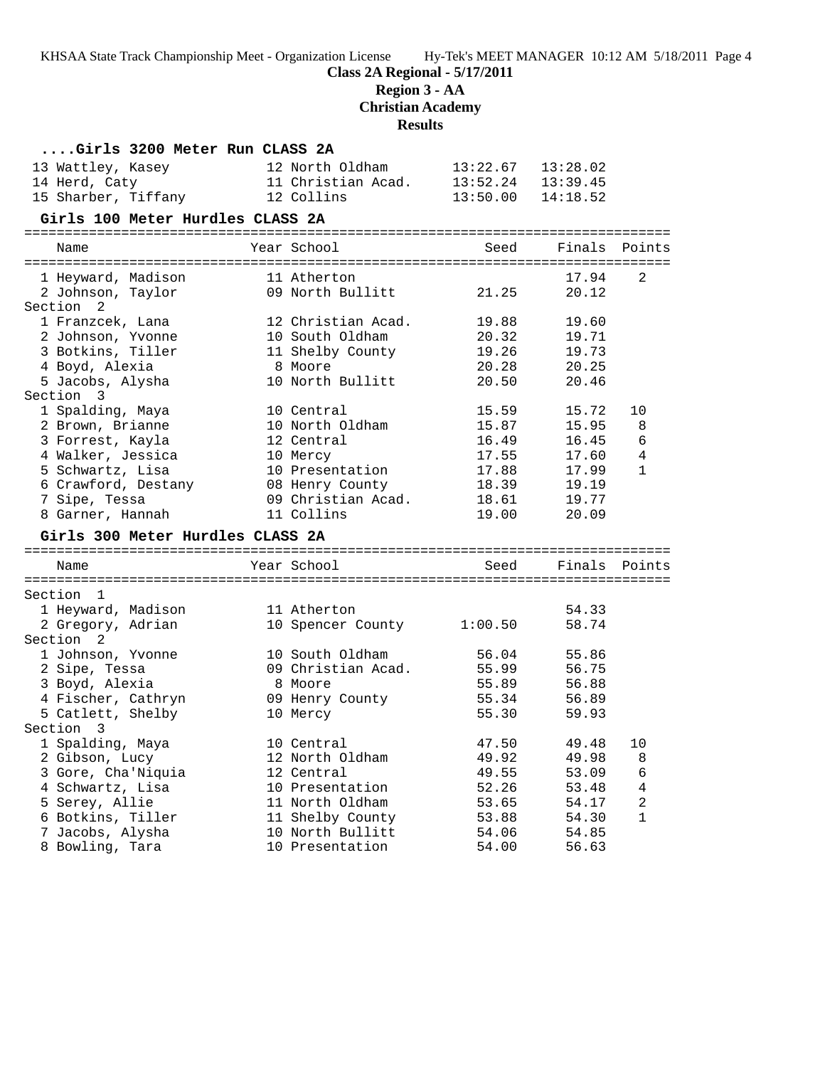Class 2A Regional - 5/17/2011

Region 3 - AA

Christian Academy

Results

### ....Girls 3200 Meter Run CLASS 2A

| Name | Year | School | Seed | Finals | Points |
|---|---|---|---|---|---|
| 13 Wattley, Kasey | 12 | North Oldham | 13:22.67 | 13:28.02 | |
| 14 Herd, Caty | 11 | Christian Acad. | 13:52.24 | 13:39.45 | |
| 15 Sharber, Tiffany | 12 | Collins | 13:50.00 | 14:18.52 | |

### Girls 100 Meter Hurdles CLASS 2A

| Name | Year | School | Seed | Finals | Points |
|---|---|---|---|---|---|
| 1 Heyward, Madison | 11 | Atherton | | 17.94 | 2 |
| 2 Johnson, Taylor | 09 | North Bullitt | 21.25 | 20.12 | |
| **Section 2** | | | | | |
| 1 Franzcek, Lana | 12 | Christian Acad. | 19.88 | 19.60 | |
| 2 Johnson, Yvonne | 10 | South Oldham | 20.32 | 19.71 | |
| 3 Botkins, Tiller | 11 | Shelby County | 19.26 | 19.73 | |
| 4 Boyd, Alexia | 8 | Moore | 20.28 | 20.25 | |
| 5 Jacobs, Alysha | 10 | North Bullitt | 20.50 | 20.46 | |
| **Section 3** | | | | | |
| 1 Spalding, Maya | 10 | Central | 15.59 | 15.72 | 10 |
| 2 Brown, Brianne | 10 | North Oldham | 15.87 | 15.95 | 8 |
| 3 Forrest, Kayla | 12 | Central | 16.49 | 16.45 | 6 |
| 4 Walker, Jessica | 10 | Mercy | 17.55 | 17.60 | 4 |
| 5 Schwartz, Lisa | 10 | Presentation | 17.88 | 17.99 | 1 |
| 6 Crawford, Destany | 08 | Henry County | 18.39 | 19.19 | |
| 7 Sipe, Tessa | 09 | Christian Acad. | 18.61 | 19.77 | |
| 8 Garner, Hannah | 11 | Collins | 19.00 | 20.09 | |

### Girls 300 Meter Hurdles CLASS 2A

| Name | Year | School | Seed | Finals | Points |
|---|---|---|---|---|---|
| **Section 1** | | | | | |
| 1 Heyward, Madison | 11 | Atherton | | 54.33 | |
| 2 Gregory, Adrian | 10 | Spencer County | 1:00.50 | 58.74 | |
| **Section 2** | | | | | |
| 1 Johnson, Yvonne | 10 | South Oldham | 56.04 | 55.86 | |
| 2 Sipe, Tessa | 09 | Christian Acad. | 55.99 | 56.75 | |
| 3 Boyd, Alexia | 8 | Moore | 55.89 | 56.88 | |
| 4 Fischer, Cathryn | 09 | Henry County | 55.34 | 56.89 | |
| 5 Catlett, Shelby | 10 | Mercy | 55.30 | 59.93 | |
| **Section 3** | | | | | |
| 1 Spalding, Maya | 10 | Central | 47.50 | 49.48 | 10 |
| 2 Gibson, Lucy | 12 | North Oldham | 49.92 | 49.98 | 8 |
| 3 Gore, Cha'Niquia | 12 | Central | 49.55 | 53.09 | 6 |
| 4 Schwartz, Lisa | 10 | Presentation | 52.26 | 53.48 | 4 |
| 5 Serey, Allie | 11 | North Oldham | 53.65 | 54.17 | 2 |
| 6 Botkins, Tiller | 11 | Shelby County | 53.88 | 54.30 | 1 |
| 7 Jacobs, Alysha | 10 | North Bullitt | 54.06 | 54.85 | |
| 8 Bowling, Tara | 10 | Presentation | 54.00 | 56.63 | |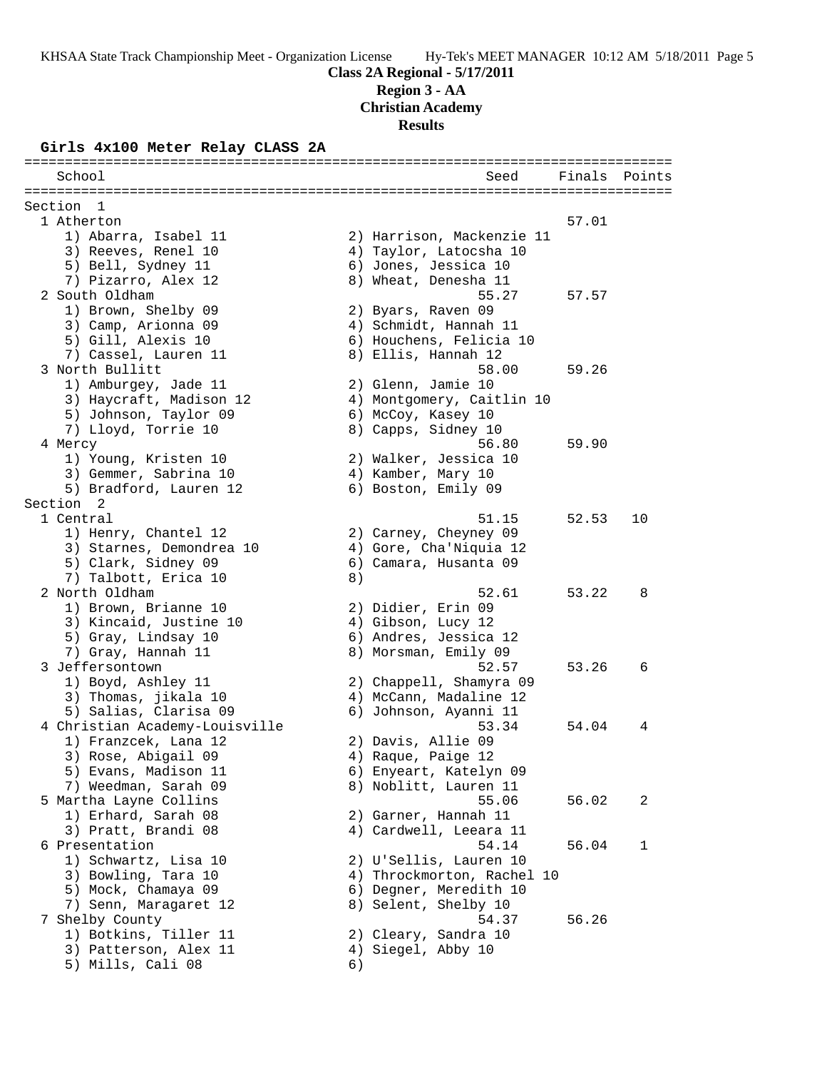**Class 2A Regional - 5/17/2011**

**Region 3 - AA**

**Christian Academy**

**Results**

### Girls 4x100 Meter Relay CLASS 2A

```
================================================================================
   School                                               Seed     Finals  Points
================================================================================
Section  1
  1 Atherton                                                      57.01
     1) Abarra, Isabel 11               2) Harrison, Mackenzie 11
     3) Reeves, Renel 10                4) Taylor, Latocsha 10
     5) Bell, Sydney 11                 6) Jones, Jessica 10
     7) Pizarro, Alex 12                8) Wheat, Denesha 11
  2 South Oldham                                        55.27     57.57
     1) Brown, Shelby 09                2) Byars, Raven 09
     3) Camp, Arionna 09                4) Schmidt, Hannah 11
     5) Gill, Alexis 10                 6) Houchens, Felicia 10
     7) Cassel, Lauren 11               8) Ellis, Hannah 12
  3 North Bullitt                                       58.00     59.26
     1) Amburgey, Jade 11               2) Glenn, Jamie 10
     3) Haycraft, Madison 12            4) Montgomery, Caitlin 10
     5) Johnson, Taylor 09              6) McCoy, Kasey 10
     7) Lloyd, Torrie 10                8) Capps, Sidney 10
  4 Mercy                                               56.80     59.90
     1) Young, Kristen 10               2) Walker, Jessica 10
     3) Gemmer, Sabrina 10              4) Kamber, Mary 10
     5) Bradford, Lauren 12             6) Boston, Emily 09
Section  2
  1 Central                                             51.15     52.53   10
     1) Henry, Chantel 12               2) Carney, Cheyney 09
     3) Starnes, Demondrea 10           4) Gore, Cha'Niquia 12
     5) Clark, Sidney 09                6) Camara, Husanta 09
     7) Talbott, Erica 10               8)
  2 North Oldham                                        52.61     53.22    8
     1) Brown, Brianne 10               2) Didier, Erin 09
     3) Kincaid, Justine 10             4) Gibson, Lucy 12
     5) Gray, Lindsay 10                6) Andres, Jessica 12
     7) Gray, Hannah 11                 8) Morsman, Emily 09
  3 Jeffersontown                                       52.57     53.26    6
     1) Boyd, Ashley 11                 2) Chappell, Shamyra 09
     3) Thomas, jikala 10               4) McCann, Madaline 12
     5) Salias, Clarisa 09              6) Johnson, Ayanni 11
  4 Christian Academy-Louisville                        53.34     54.04    4
     1) Franzcek, Lana 12               2) Davis, Allie 09
     3) Rose, Abigail 09                4) Raque, Paige 12
     5) Evans, Madison 11               6) Enyeart, Katelyn 09
     7) Weedman, Sarah 09               8) Noblitt, Lauren 11
  5 Martha Layne Collins                                55.06     56.02    2
     1) Erhard, Sarah 08                2) Garner, Hannah 11
     3) Pratt, Brandi 08                4) Cardwell, Leeara 11
  6 Presentation                                        54.14     56.04    1
     1) Schwartz, Lisa 10               2) U'Sellis, Lauren 10
     3) Bowling, Tara 10                4) Throckmorton, Rachel 10
     5) Mock, Chamaya 09                6) Degner, Meredith 10
     7) Senn, Maragaret 12              8) Selent, Shelby 10
  7 Shelby County                                       54.37     56.26
     1) Botkins, Tiller 11              2) Cleary, Sandra 10
     3) Patterson, Alex 11              4) Siegel, Abby 10
     5) Mills, Cali 08                  6)
```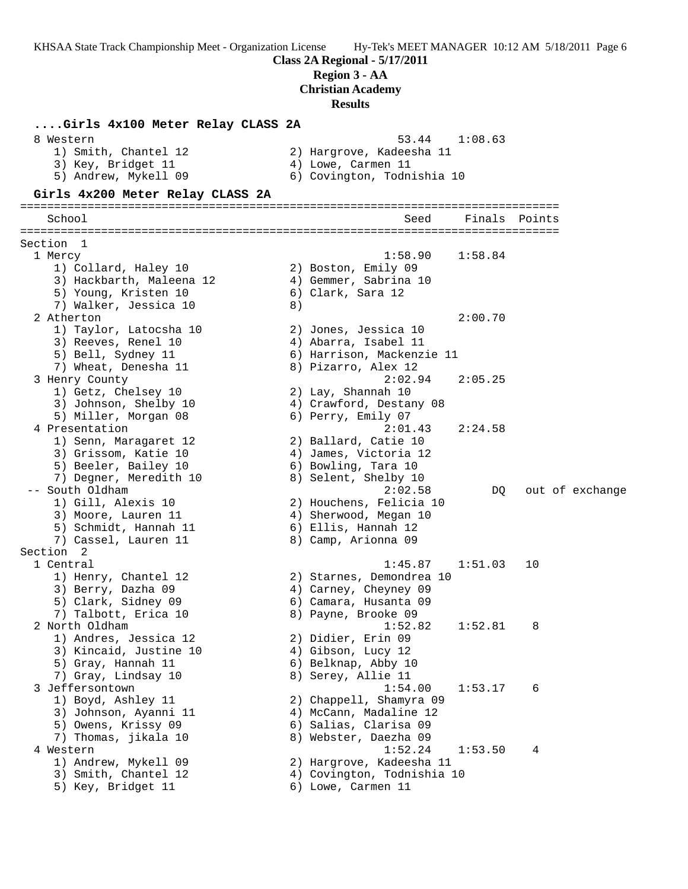**Class 2A Regional - 5/17/2011**

**Region 3 - AA**

**Christian Academy**

**Results**

```
....Girls 4x100 Meter Relay CLASS 2A
  8 Western                                           53.44    1:08.63
     1) Smith, Chantel 12              2) Hargrove, Kadeesha 11
     3) Key, Bridget 11                4) Lowe, Carmen 11
     5) Andrew, Mykell 09              6) Covington, Todnishia 10

  Girls 4x200 Meter Relay CLASS 2A
================================================================================
    School                                            Seed     Finals  Points
================================================================================
Section  1
  1 Mercy                                          1:58.90    1:58.84
     1) Collard, Haley 10              2) Boston, Emily 09
     3) Hackbarth, Maleena 12          4) Gemmer, Sabrina 10
     5) Young, Kristen 10              6) Clark, Sara 12
     7) Walker, Jessica 10             8)
  2 Atherton                                                  2:00.70
     1) Taylor, Latocsha 10            2) Jones, Jessica 10
     3) Reeves, Renel 10               4) Abarra, Isabel 11
     5) Bell, Sydney 11                6) Harrison, Mackenzie 11
     7) Wheat, Denesha 11              8) Pizarro, Alex 12
  3 Henry County                                   2:02.94    2:05.25
     1) Getz, Chelsey 10               2) Lay, Shannah 10
     3) Johnson, Shelby 10             4) Crawford, Destany 08
     5) Miller, Morgan 08              6) Perry, Emily 07
  4 Presentation                                   2:01.43    2:24.58
     1) Senn, Maragaret 12             2) Ballard, Catie 10
     3) Grissom, Katie 10              4) James, Victoria 12
     5) Beeler, Bailey 10              6) Bowling, Tara 10
     7) Degner, Meredith 10            8) Selent, Shelby 10
 -- South Oldham                                   2:02.58         DQ   out of exchange
     1) Gill, Alexis 10                2) Houchens, Felicia 10
     3) Moore, Lauren 11               4) Sherwood, Megan 10
     5) Schmidt, Hannah 11             6) Ellis, Hannah 12
     7) Cassel, Lauren 11              8) Camp, Arionna 09
Section  2
  1 Central                                        1:45.87    1:51.03   10
     1) Henry, Chantel 12              2) Starnes, Demondrea 10
     3) Berry, Dazha 09                4) Carney, Cheyney 09
     5) Clark, Sidney 09               6) Camara, Husanta 09
     7) Talbott, Erica 10              8) Payne, Brooke 09
  2 North Oldham                                   1:52.82    1:52.81    8
     1) Andres, Jessica 12             2) Didier, Erin 09
     3) Kincaid, Justine 10            4) Gibson, Lucy 12
     5) Gray, Hannah 11                6) Belknap, Abby 10
     7) Gray, Lindsay 10               8) Serey, Allie 11
  3 Jeffersontown                                  1:54.00    1:53.17    6
     1) Boyd, Ashley 11                2) Chappell, Shamyra 09
     3) Johnson, Ayanni 11             4) McCann, Madaline 12
     5) Owens, Krissy 09               6) Salias, Clarisa 09
     7) Thomas, jikala 10              8) Webster, Daezha 09
  4 Western                                        1:52.24    1:53.50    4
     1) Andrew, Mykell 09              2) Hargrove, Kadeesha 11
     3) Smith, Chantel 12              4) Covington, Todnishia 10
     5) Key, Bridget 11                6) Lowe, Carmen 11
```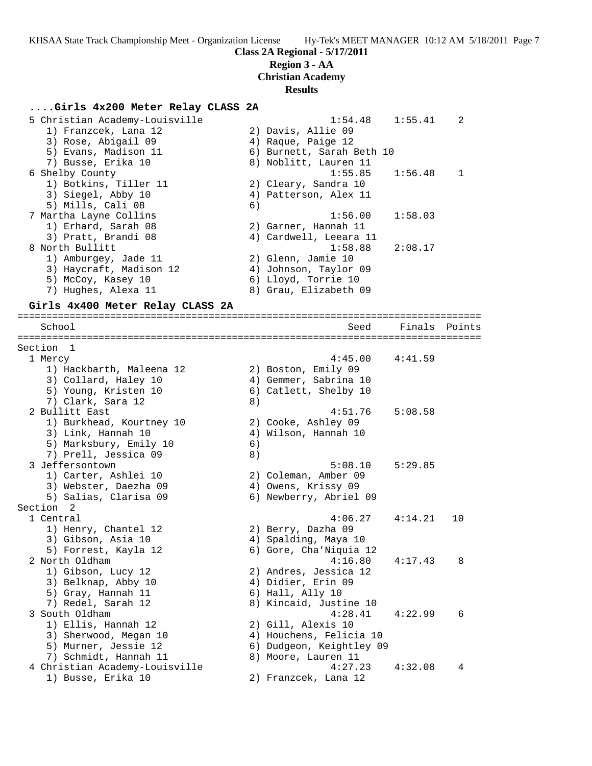# Class 2A Regional - 5/17/2011

## Region 3 - AA

## Christian Academy

## Results

### ....Girls 4x200 Meter Relay CLASS 2A

```
  5 Christian Academy-Louisville                      1:54.48    1:55.41    2 
     1) Franzcek, Lana 12               2) Davis, Allie 09                
     3) Rose, Abigail 09                4) Raque, Paige 12                
     5) Evans, Madison 11               6) Burnett, Sarah Beth 10         
     7) Busse, Erika 10                 8) Noblitt, Lauren 11             
  6 Shelby County                                     1:55.85    1:56.48    1 
     1) Botkins, Tiller 11              2) Cleary, Sandra 10              
     3) Siegel, Abby 10                 4) Patterson, Alex 11             
     5) Mills, Cali 08                  6)                                
  7 Martha Layne Collins                              1:56.00    1:58.03      
     1) Erhard, Sarah 08                2) Garner, Hannah 11              
     3) Pratt, Brandi 08                4) Cardwell, Leeara 11            
  8 North Bullitt                                     1:58.88    2:08.17      
     1) Amburgey, Jade 11               2) Glenn, Jamie 10                
     3) Haycraft, Madison 12            4) Johnson, Taylor 09             
     5) McCoy, Kasey 10                 6) Lloyd, Torrie 10               
     7) Hughes, Alexa 11                8) Grau, Elizabeth 09             
```

### Girls 4x400 Meter Relay CLASS 2A

```
===============================================================================
    School                                               Seed     Finals  Points
===============================================================================
Section  1
  1 Mercy                                             4:45.00    4:41.59      
     1) Hackbarth, Maleena 12           2) Boston, Emily 09               
     3) Collard, Haley 10               4) Gemmer, Sabrina 10             
     5) Young, Kristen 10               6) Catlett, Shelby 10             
     7) Clark, Sara 12                  8)                                
  2 Bullitt East                                      4:51.76    5:08.58      
     1) Burkhead, Kourtney 10           2) Cooke, Ashley 09               
     3) Link, Hannah 10                 4) Wilson, Hannah 10              
     5) Marksbury, Emily 10             6)                                
     7) Prell, Jessica 09               8)                                
  3 Jeffersontown                                     5:08.10    5:29.85      
     1) Carter, Ashlei 10               2) Coleman, Amber 09              
     3) Webster, Daezha 09              4) Owens, Krissy 09               
     5) Salias, Clarisa 09              6) Newberry, Abriel 09            
Section  2
  1 Central                                           4:06.27    4:14.21   10 
     1) Henry, Chantel 12               2) Berry, Dazha 09                
     3) Gibson, Asia 10                 4) Spalding, Maya 10              
     5) Forrest, Kayla 12               6) Gore, Cha'Niquia 12            
  2 North Oldham                                      4:16.80    4:17.43    8 
     1) Gibson, Lucy 12                 2) Andres, Jessica 12             
     3) Belknap, Abby 10                4) Didier, Erin 09                
     5) Gray, Hannah 11                 6) Hall, Ally 10                  
     7) Redel, Sarah 12                 8) Kincaid, Justine 10            
  3 South Oldham                                      4:28.41    4:22.99    6 
     1) Ellis, Hannah 12                2) Gill, Alexis 10                
     3) Sherwood, Megan 10              4) Houchens, Felicia 10           
     5) Murner, Jessie 12               6) Dudgeon, Keightley 09          
     7) Schmidt, Hannah 11              8) Moore, Lauren 11               
  4 Christian Academy-Louisville                      4:27.23    4:32.08    4 
     1) Busse, Erika 10                 2) Franzcek, Lana 12              
```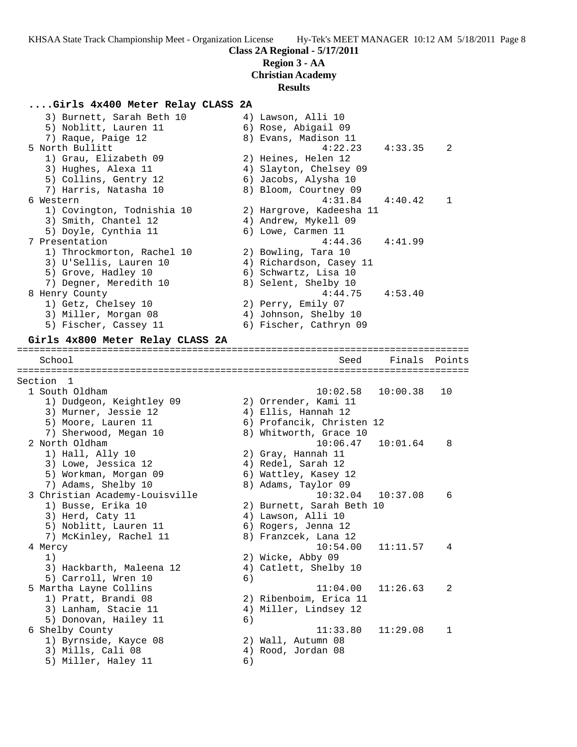**Class 2A Regional - 5/17/2011**
**Region 3 - AA**
**Christian Academy**
**Results**

### ....Girls 4x400 Meter Relay CLASS 2A

```
    3) Burnett, Sarah Beth 10          4) Lawson, Alli 10
    5) Noblitt, Lauren 11              6) Rose, Abigail 09
    7) Raque, Paige 12                 8) Evans, Madison 11
  5 North Bullitt                              4:22.23    4:33.35    2
    1) Grau, Elizabeth 09              2) Heines, Helen 12
    3) Hughes, Alexa 11                4) Slayton, Chelsey 09
    5) Collins, Gentry 12              6) Jacobs, Alysha 10
    7) Harris, Natasha 10              8) Bloom, Courtney 09
  6 Western                                    4:31.84    4:40.42    1
    1) Covington, Todnishia 10         2) Hargrove, Kadeesha 11
    3) Smith, Chantel 12               4) Andrew, Mykell 09
    5) Doyle, Cynthia 11               6) Lowe, Carmen 11
  7 Presentation                               4:44.36    4:41.99
    1) Throckmorton, Rachel 10         2) Bowling, Tara 10
    3) U'Sellis, Lauren 10             4) Richardson, Casey 11
    5) Grove, Hadley 10                6) Schwartz, Lisa 10
    7) Degner, Meredith 10             8) Selent, Shelby 10
  8 Henry County                               4:44.75    4:53.40
    1) Getz, Chelsey 10                2) Perry, Emily 07
    3) Miller, Morgan 08               4) Johnson, Shelby 10
    5) Fischer, Cassey 11              6) Fischer, Cathryn 09
```

### Girls 4x800 Meter Relay CLASS 2A

```
================================================================================
    School                                        Seed     Finals  Points
================================================================================
Section  1
  1 South Oldham                              10:02.58   10:00.38   10
    1) Dudgeon, Keightley 09           2) Orrender, Kami 11
    3) Murner, Jessie 12               4) Ellis, Hannah 12
    5) Moore, Lauren 11                6) Profancik, Christen 12
    7) Sherwood, Megan 10              8) Whitworth, Grace 10
  2 North Oldham                              10:06.47   10:01.64    8
    1) Hall, Ally 10                   2) Gray, Hannah 11
    3) Lowe, Jessica 12                4) Redel, Sarah 12
    5) Workman, Morgan 09              6) Wattley, Kasey 12
    7) Adams, Shelby 10                8) Adams, Taylor 09
  3 Christian Academy-Louisville              10:32.04   10:37.08    6
    1) Busse, Erika 10                 2) Burnett, Sarah Beth 10
    3) Herd, Caty 11                   4) Lawson, Alli 10
    5) Noblitt, Lauren 11              6) Rogers, Jenna 12
    7) McKinley, Rachel 11             8) Franzcek, Lana 12
  4 Mercy                                     10:54.00   11:11.57    4
    1)                                 2) Wicke, Abby 09
    3) Hackbarth, Maleena 12           4) Catlett, Shelby 10
    5) Carroll, Wren 10                6)
  5 Martha Layne Collins                      11:04.00   11:26.63    2
    1) Pratt, Brandi 08                2) Ribenboim, Erica 11
    3) Lanham, Stacie 11               4) Miller, Lindsey 12
    5) Donovan, Hailey 11              6)
  6 Shelby County                             11:33.80   11:29.08    1
    1) Byrnside, Kayce 08              2) Wall, Autumn 08
    3) Mills, Cali 08                  4) Rood, Jordan 08
    5) Miller, Haley 11                6)
```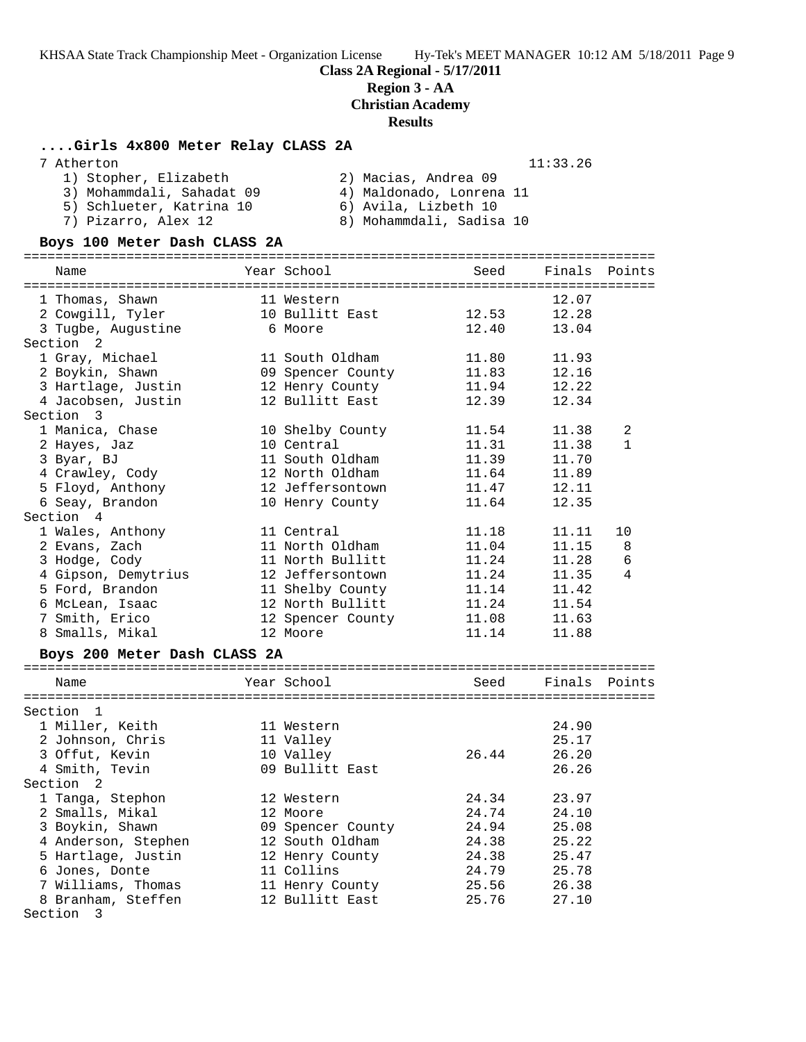**Class 2A Regional - 5/17/2011**

**Region 3 - AA**

**Christian Academy**

**Results**

### ....Girls 4x800 Meter Relay CLASS 2A

7 Atherton — 11:33.26

1) Stopher, Elizabeth
2) Macias, Andrea 09
3) Mohammdali, Sahadat 09
4) Maldonado, Lonrena 11
5) Schlueter, Katrina 10
6) Avila, Lizbeth 10
7) Pizarro, Alex 12
8) Mohammdali, Sadisa 10

### Boys 100 Meter Dash CLASS 2A

| Name | Year | School | Seed | Finals | Points |
|---|---|---|---|---|---|
| 1 Thomas, Shawn | 11 | Western | | 12.07 | |
| 2 Cowgill, Tyler | 10 | Bullitt East | 12.53 | 12.28 | |
| 3 Tugbe, Augustine | 6 | Moore | 12.40 | 13.04 | |
| **Section 2** | | | | | |
| 1 Gray, Michael | 11 | South Oldham | 11.80 | 11.93 | |
| 2 Boykin, Shawn | 09 | Spencer County | 11.83 | 12.16 | |
| 3 Hartlage, Justin | 12 | Henry County | 11.94 | 12.22 | |
| 4 Jacobsen, Justin | 12 | Bullitt East | 12.39 | 12.34 | |
| **Section 3** | | | | | |
| 1 Manica, Chase | 10 | Shelby County | 11.54 | 11.38 | 2 |
| 2 Hayes, Jaz | 10 | Central | 11.31 | 11.38 | 1 |
| 3 Byar, BJ | 11 | South Oldham | 11.39 | 11.70 | |
| 4 Crawley, Cody | 12 | North Oldham | 11.64 | 11.89 | |
| 5 Floyd, Anthony | 12 | Jeffersontown | 11.47 | 12.11 | |
| 6 Seay, Brandon | 10 | Henry County | 11.64 | 12.35 | |
| **Section 4** | | | | | |
| 1 Wales, Anthony | 11 | Central | 11.18 | 11.11 | 10 |
| 2 Evans, Zach | 11 | North Oldham | 11.04 | 11.15 | 8 |
| 3 Hodge, Cody | 11 | North Bullitt | 11.24 | 11.28 | 6 |
| 4 Gipson, Demytrius | 12 | Jeffersontown | 11.24 | 11.35 | 4 |
| 5 Ford, Brandon | 11 | Shelby County | 11.14 | 11.42 | |
| 6 McLean, Isaac | 12 | North Bullitt | 11.24 | 11.54 | |
| 7 Smith, Erico | 12 | Spencer County | 11.08 | 11.63 | |
| 8 Smalls, Mikal | 12 | Moore | 11.14 | 11.88 | |

### Boys 200 Meter Dash CLASS 2A

| Name | Year | School | Seed | Finals | Points |
|---|---|---|---|---|---|
| **Section 1** | | | | | |
| 1 Miller, Keith | 11 | Western | | 24.90 | |
| 2 Johnson, Chris | 11 | Valley | | 25.17 | |
| 3 Offut, Kevin | 10 | Valley | 26.44 | 26.20 | |
| 4 Smith, Tevin | 09 | Bullitt East | | 26.26 | |
| **Section 2** | | | | | |
| 1 Tanga, Stephon | 12 | Western | 24.34 | 23.97 | |
| 2 Smalls, Mikal | 12 | Moore | 24.74 | 24.10 | |
| 3 Boykin, Shawn | 09 | Spencer County | 24.94 | 25.08 | |
| 4 Anderson, Stephen | 12 | South Oldham | 24.38 | 25.22 | |
| 5 Hartlage, Justin | 12 | Henry County | 24.38 | 25.47 | |
| 6 Jones, Donte | 11 | Collins | 24.79 | 25.78 | |
| 7 Williams, Thomas | 11 | Henry County | 25.56 | 26.38 | |
| 8 Branham, Steffen | 12 | Bullitt East | 25.76 | 27.10 | |
| **Section 3** | | | | | |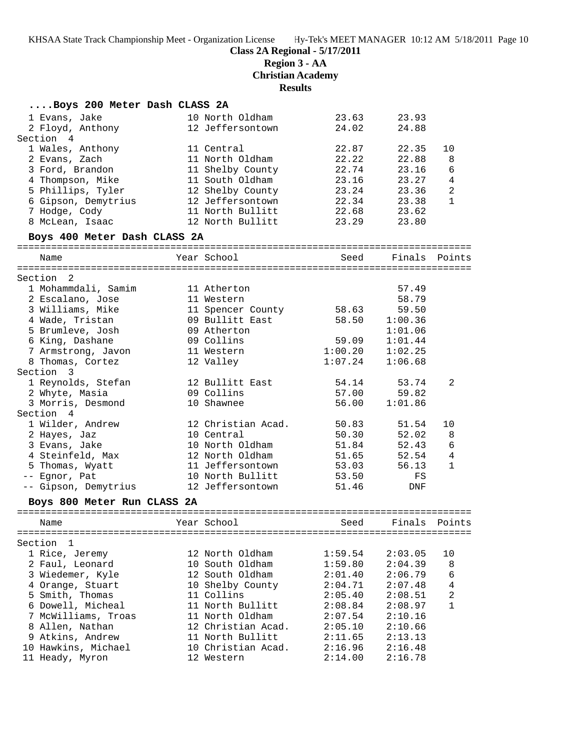**Class 2A Regional - 5/17/2011**
**Region 3 - AA**
**Christian Academy**
**Results**

### ....Boys 200 Meter Dash CLASS 2A

| | Name | Year | School | Seed | Finals | Points |
|---|---|---|---|---|---|---|
| 1 | Evans, Jake | 10 | North Oldham | 23.63 | 23.93 | |
| 2 | Floyd, Anthony | 12 | Jeffersontown | 24.02 | 24.88 | |
| **Section 4** | | | | | | |
| 1 | Wales, Anthony | 11 | Central | 22.87 | 22.35 | 10 |
| 2 | Evans, Zach | 11 | North Oldham | 22.22 | 22.88 | 8 |
| 3 | Ford, Brandon | 11 | Shelby County | 22.74 | 23.16 | 6 |
| 4 | Thompson, Mike | 11 | South Oldham | 23.16 | 23.27 | 4 |
| 5 | Phillips, Tyler | 12 | Shelby County | 23.24 | 23.36 | 2 |
| 6 | Gipson, Demytrius | 12 | Jeffersontown | 22.34 | 23.38 | 1 |
| 7 | Hodge, Cody | 11 | North Bullitt | 22.68 | 23.62 | |
| 8 | McLean, Isaac | 12 | North Bullitt | 23.29 | 23.80 | |

### Boys 400 Meter Dash CLASS 2A

| | Name | Year | School | Seed | Finals | Points |
|---|---|---|---|---|---|---|
| **Section 2** | | | | | | |
| 1 | Mohammdali, Samim | 11 | Atherton | | 57.49 | |
| 2 | Escalano, Jose | 11 | Western | | 58.79 | |
| 3 | Williams, Mike | 11 | Spencer County | 58.63 | 59.50 | |
| 4 | Wade, Tristan | 09 | Bullitt East | 58.50 | 1:00.36 | |
| 5 | Brumleve, Josh | 09 | Atherton | | 1:01.06 | |
| 6 | King, Dashane | 09 | Collins | 59.09 | 1:01.44 | |
| 7 | Armstrong, Javon | 11 | Western | 1:00.20 | 1:02.25 | |
| 8 | Thomas, Cortez | 12 | Valley | 1:07.24 | 1:06.68 | |
| **Section 3** | | | | | | |
| 1 | Reynolds, Stefan | 12 | Bullitt East | 54.14 | 53.74 | 2 |
| 2 | Whyte, Masia | 09 | Collins | 57.00 | 59.82 | |
| 3 | Morris, Desmond | 10 | Shawnee | 56.00 | 1:01.86 | |
| **Section 4** | | | | | | |
| 1 | Wilder, Andrew | 12 | Christian Acad. | 50.83 | 51.54 | 10 |
| 2 | Hayes, Jaz | 10 | Central | 50.30 | 52.02 | 8 |
| 3 | Evans, Jake | 10 | North Oldham | 51.84 | 52.43 | 6 |
| 4 | Steinfeld, Max | 12 | North Oldham | 51.65 | 52.54 | 4 |
| 5 | Thomas, Wyatt | 11 | Jeffersontown | 53.03 | 56.13 | 1 |
| -- | Egnor, Pat | 10 | North Bullitt | 53.50 | FS | |
| -- | Gipson, Demytrius | 12 | Jeffersontown | 51.46 | DNF | |

### Boys 800 Meter Run CLASS 2A

| | Name | Year | School | Seed | Finals | Points |
|---|---|---|---|---|---|---|
| **Section 1** | | | | | | |
| 1 | Rice, Jeremy | 12 | North Oldham | 1:59.54 | 2:03.05 | 10 |
| 2 | Faul, Leonard | 10 | South Oldham | 1:59.80 | 2:04.39 | 8 |
| 3 | Wiedemer, Kyle | 12 | South Oldham | 2:01.40 | 2:06.79 | 6 |
| 4 | Orange, Stuart | 10 | Shelby County | 2:04.71 | 2:07.48 | 4 |
| 5 | Smith, Thomas | 11 | Collins | 2:05.40 | 2:08.51 | 2 |
| 6 | Dowell, Micheal | 11 | North Bullitt | 2:08.84 | 2:08.97 | 1 |
| 7 | McWilliams, Troas | 11 | North Oldham | 2:07.54 | 2:10.16 | |
| 8 | Allen, Nathan | 12 | Christian Acad. | 2:05.10 | 2:10.66 | |
| 9 | Atkins, Andrew | 11 | North Bullitt | 2:11.65 | 2:13.13 | |
| 10 | Hawkins, Michael | 10 | Christian Acad. | 2:16.96 | 2:16.48 | |
| 11 | Heady, Myron | 12 | Western | 2:14.00 | 2:16.78 | |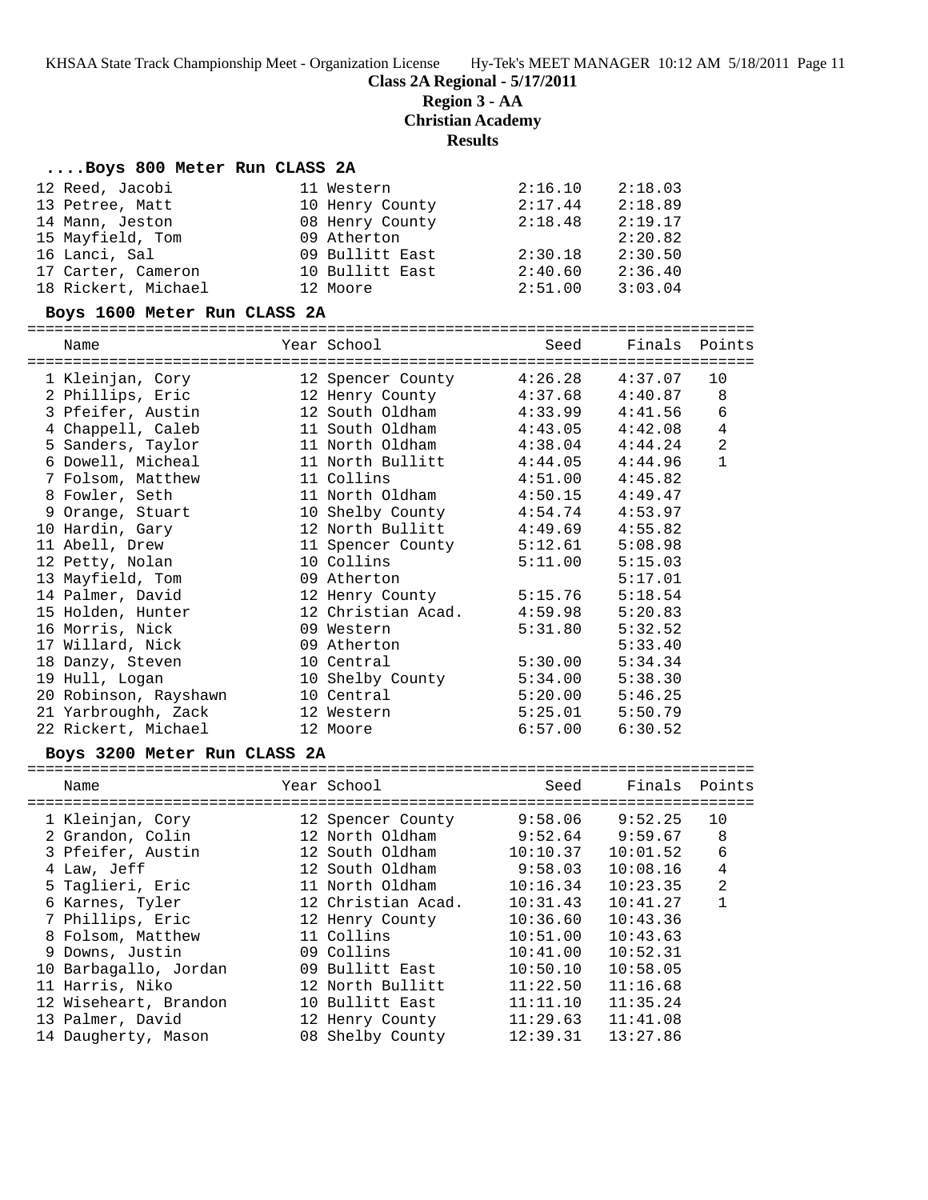# Class 2A Regional - 5/17/2011

## Region 3 - AA

## Christian Academy

## Results

### ....Boys 800 Meter Run CLASS 2A

| | Name | Year | School | Seed | Finals |
|---|---|---|---|---|---|
| 12 | Reed, Jacobi | 11 | Western | 2:16.10 | 2:18.03 |
| 13 | Petree, Matt | 10 | Henry County | 2:17.44 | 2:18.89 |
| 14 | Mann, Jeston | 08 | Henry County | 2:18.48 | 2:19.17 |
| 15 | Mayfield, Tom | 09 | Atherton | | 2:20.82 |
| 16 | Lanci, Sal | 09 | Bullitt East | 2:30.18 | 2:30.50 |
| 17 | Carter, Cameron | 10 | Bullitt East | 2:40.60 | 2:36.40 |
| 18 | Rickert, Michael | 12 | Moore | 2:51.00 | 3:03.04 |

### Boys 1600 Meter Run CLASS 2A

| | Name | Year | School | Seed | Finals | Points |
|---|---|---|---|---|---|---|
| 1 | Kleinjan, Cory | 12 | Spencer County | 4:26.28 | 4:37.07 | 10 |
| 2 | Phillips, Eric | 12 | Henry County | 4:37.68 | 4:40.87 | 8 |
| 3 | Pfeifer, Austin | 12 | South Oldham | 4:33.99 | 4:41.56 | 6 |
| 4 | Chappell, Caleb | 11 | South Oldham | 4:43.05 | 4:42.08 | 4 |
| 5 | Sanders, Taylor | 11 | North Oldham | 4:38.04 | 4:44.24 | 2 |
| 6 | Dowell, Micheal | 11 | North Bullitt | 4:44.05 | 4:44.96 | 1 |
| 7 | Folsom, Matthew | 11 | Collins | 4:51.00 | 4:45.82 | |
| 8 | Fowler, Seth | 11 | North Oldham | 4:50.15 | 4:49.47 | |
| 9 | Orange, Stuart | 10 | Shelby County | 4:54.74 | 4:53.97 | |
| 10 | Hardin, Gary | 12 | North Bullitt | 4:49.69 | 4:55.82 | |
| 11 | Abell, Drew | 11 | Spencer County | 5:12.61 | 5:08.98 | |
| 12 | Petty, Nolan | 10 | Collins | 5:11.00 | 5:15.03 | |
| 13 | Mayfield, Tom | 09 | Atherton | | 5:17.01 | |
| 14 | Palmer, David | 12 | Henry County | 5:15.76 | 5:18.54 | |
| 15 | Holden, Hunter | 12 | Christian Acad. | 4:59.98 | 5:20.83 | |
| 16 | Morris, Nick | 09 | Western | 5:31.80 | 5:32.52 | |
| 17 | Willard, Nick | 09 | Atherton | | 5:33.40 | |
| 18 | Danzy, Steven | 10 | Central | 5:30.00 | 5:34.34 | |
| 19 | Hull, Logan | 10 | Shelby County | 5:34.00 | 5:38.30 | |
| 20 | Robinson, Rayshawn | 10 | Central | 5:20.00 | 5:46.25 | |
| 21 | Yarbroughh, Zack | 12 | Western | 5:25.01 | 5:50.79 | |
| 22 | Rickert, Michael | 12 | Moore | 6:57.00 | 6:30.52 | |

### Boys 3200 Meter Run CLASS 2A

| | Name | Year | School | Seed | Finals | Points |
|---|---|---|---|---|---|---|
| 1 | Kleinjan, Cory | 12 | Spencer County | 9:58.06 | 9:52.25 | 10 |
| 2 | Grandon, Colin | 12 | North Oldham | 9:52.64 | 9:59.67 | 8 |
| 3 | Pfeifer, Austin | 12 | South Oldham | 10:10.37 | 10:01.52 | 6 |
| 4 | Law, Jeff | 12 | South Oldham | 9:58.03 | 10:08.16 | 4 |
| 5 | Taglieri, Eric | 11 | North Oldham | 10:16.34 | 10:23.35 | 2 |
| 6 | Karnes, Tyler | 12 | Christian Acad. | 10:31.43 | 10:41.27 | 1 |
| 7 | Phillips, Eric | 12 | Henry County | 10:36.60 | 10:43.36 | |
| 8 | Folsom, Matthew | 11 | Collins | 10:51.00 | 10:43.63 | |
| 9 | Downs, Justin | 09 | Collins | 10:41.00 | 10:52.31 | |
| 10 | Barbagallo, Jordan | 09 | Bullitt East | 10:50.10 | 10:58.05 | |
| 11 | Harris, Niko | 12 | North Bullitt | 11:22.50 | 11:16.68 | |
| 12 | Wiseheart, Brandon | 10 | Bullitt East | 11:11.10 | 11:35.24 | |
| 13 | Palmer, David | 12 | Henry County | 11:29.63 | 11:41.08 | |
| 14 | Daugherty, Mason | 08 | Shelby County | 12:39.31 | 13:27.86 | |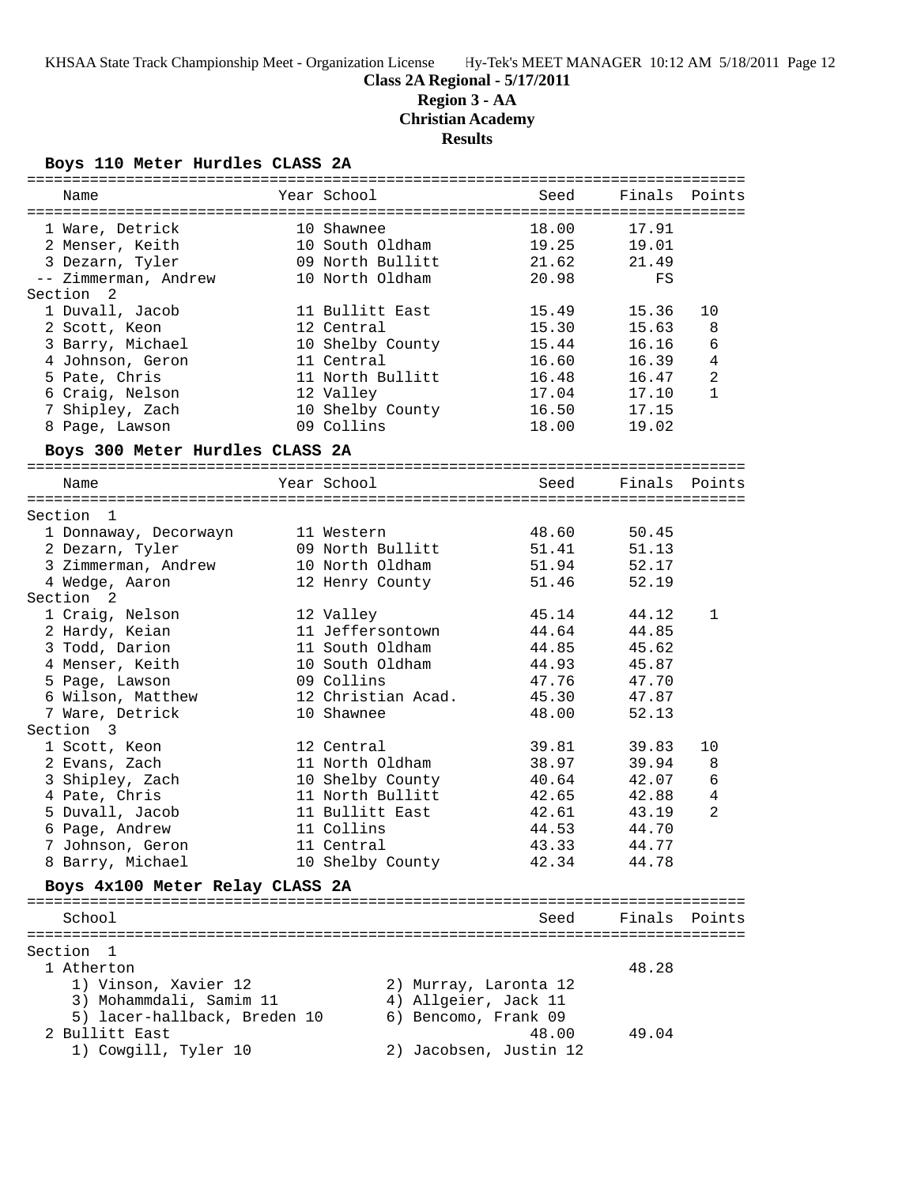**Class 2A Regional - 5/17/2011**
**Region 3 - AA**
**Christian Academy**
**Results**

### Boys 110 Meter Hurdles CLASS 2A

| Name | Year | School | Seed | Finals | Points |
|---|---|---|---|---|---|
| 1 Ware, Detrick | 10 | Shawnee | 18.00 | 17.91 | |
| 2 Menser, Keith | 10 | South Oldham | 19.25 | 19.01 | |
| 3 Dezarn, Tyler | 09 | North Bullitt | 21.62 | 21.49 | |
| -- Zimmerman, Andrew | 10 | North Oldham | 20.98 | FS | |
| **Section 2** | | | | | |
| 1 Duvall, Jacob | 11 | Bullitt East | 15.49 | 15.36 | 10 |
| 2 Scott, Keon | 12 | Central | 15.30 | 15.63 | 8 |
| 3 Barry, Michael | 10 | Shelby County | 15.44 | 16.16 | 6 |
| 4 Johnson, Geron | 11 | Central | 16.60 | 16.39 | 4 |
| 5 Pate, Chris | 11 | North Bullitt | 16.48 | 16.47 | 2 |
| 6 Craig, Nelson | 12 | Valley | 17.04 | 17.10 | 1 |
| 7 Shipley, Zach | 10 | Shelby County | 16.50 | 17.15 | |
| 8 Page, Lawson | 09 | Collins | 18.00 | 19.02 | |

### Boys 300 Meter Hurdles CLASS 2A

| Name | Year | School | Seed | Finals | Points |
|---|---|---|---|---|---|
| **Section 1** | | | | | |
| 1 Donnaway, Decorwayn | 11 | Western | 48.60 | 50.45 | |
| 2 Dezarn, Tyler | 09 | North Bullitt | 51.41 | 51.13 | |
| 3 Zimmerman, Andrew | 10 | North Oldham | 51.94 | 52.17 | |
| 4 Wedge, Aaron | 12 | Henry County | 51.46 | 52.19 | |
| **Section 2** | | | | | |
| 1 Craig, Nelson | 12 | Valley | 45.14 | 44.12 | 1 |
| 2 Hardy, Keian | 11 | Jeffersontown | 44.64 | 44.85 | |
| 3 Todd, Darion | 11 | South Oldham | 44.85 | 45.62 | |
| 4 Menser, Keith | 10 | South Oldham | 44.93 | 45.87 | |
| 5 Page, Lawson | 09 | Collins | 47.76 | 47.70 | |
| 6 Wilson, Matthew | 12 | Christian Acad. | 45.30 | 47.87 | |
| 7 Ware, Detrick | 10 | Shawnee | 48.00 | 52.13 | |
| **Section 3** | | | | | |
| 1 Scott, Keon | 12 | Central | 39.81 | 39.83 | 10 |
| 2 Evans, Zach | 11 | North Oldham | 38.97 | 39.94 | 8 |
| 3 Shipley, Zach | 10 | Shelby County | 40.64 | 42.07 | 6 |
| 4 Pate, Chris | 11 | North Bullitt | 42.65 | 42.88 | 4 |
| 5 Duvall, Jacob | 11 | Bullitt East | 42.61 | 43.19 | 2 |
| 6 Page, Andrew | 11 | Collins | 44.53 | 44.70 | |
| 7 Johnson, Geron | 11 | Central | 43.33 | 44.77 | |
| 8 Barry, Michael | 10 | Shelby County | 42.34 | 44.78 | |

### Boys 4x100 Meter Relay CLASS 2A

| School | Seed | Finals | Points |
|---|---|---|---|
| **Section 1** | | | |
| 1 Atherton | | 48.28 | |
| 2 Bullitt East | 48.00 | 49.04 | |

1 Atherton:
1) Vinson, Xavier 12 — 2) Murray, Laronta 12
3) Mohammdali, Samim 11 — 4) Allgeier, Jack 11
5) lacer-hallback, Breden 10 — 6) Bencomo, Frank 09

2 Bullitt East:
1) Cowgill, Tyler 10 — 2) Jacobsen, Justin 12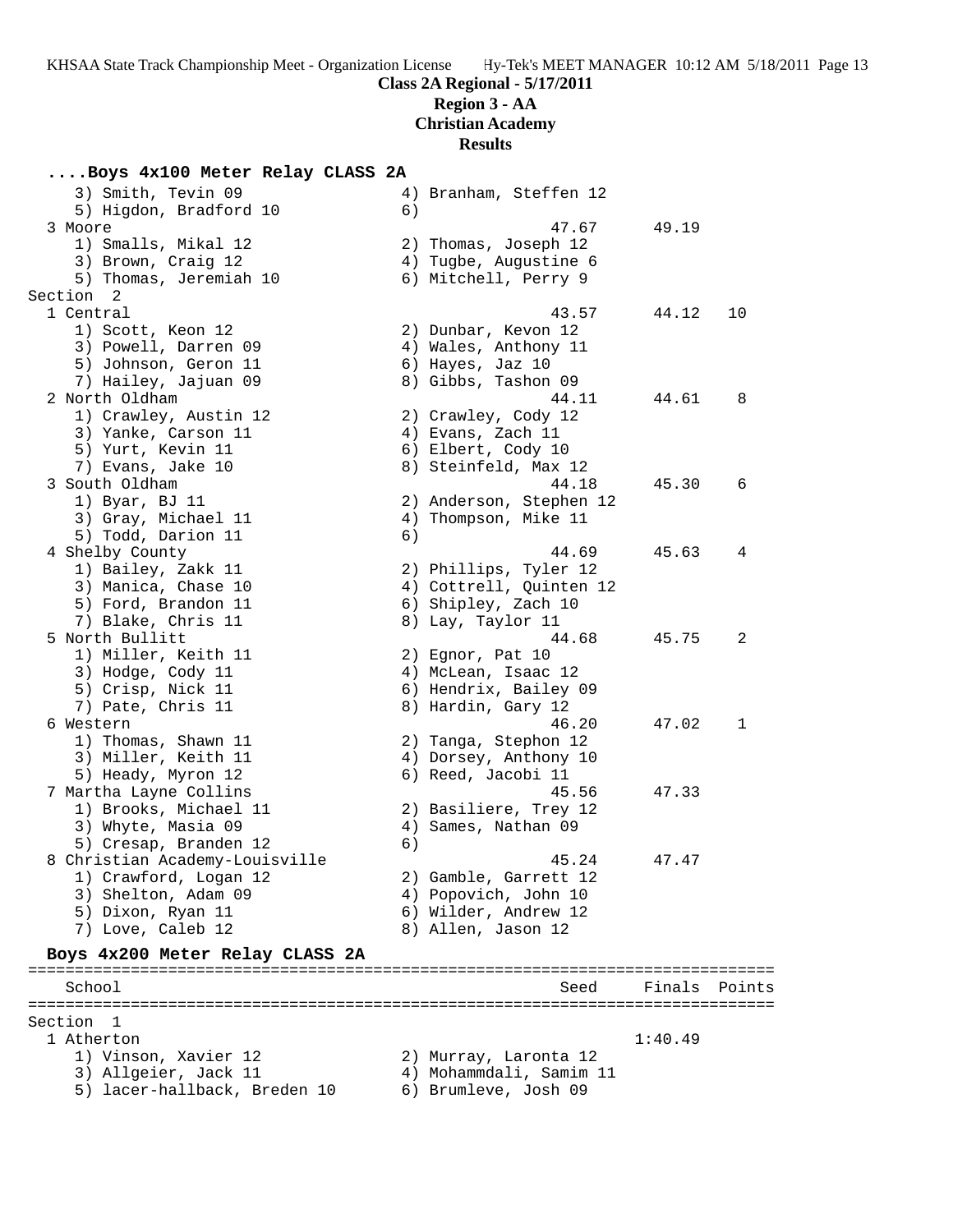**Class 2A Regional - 5/17/2011**
**Region 3 - AA**
**Christian Academy**
**Results**

```
....Boys 4x100 Meter Relay CLASS 2A
    3) Smith, Tevin 09                4) Branham, Steffen 12
    5) Higdon, Bradford 10            6)
  3 Moore                                       47.67      49.19
    1) Smalls, Mikal 12               2) Thomas, Joseph 12
    3) Brown, Craig 12                4) Tugbe, Augustine 6
    5) Thomas, Jeremiah 10            6) Mitchell, Perry 9
Section  2
  1 Central                                     43.57      44.12   10
    1) Scott, Keon 12                 2) Dunbar, Kevon 12
    3) Powell, Darren 09              4) Wales, Anthony 11
    5) Johnson, Geron 11              6) Hayes, Jaz 10
    7) Hailey, Jajuan 09              8) Gibbs, Tashon 09
  2 North Oldham                                44.11      44.61    8
    1) Crawley, Austin 12             2) Crawley, Cody 12
    3) Yanke, Carson 11               4) Evans, Zach 11
    5) Yurt, Kevin 11                 6) Elbert, Cody 10
    7) Evans, Jake 10                 8) Steinfeld, Max 12
  3 South Oldham                                44.18      45.30    6
    1) Byar, BJ 11                    2) Anderson, Stephen 12
    3) Gray, Michael 11               4) Thompson, Mike 11
    5) Todd, Darion 11                6)
  4 Shelby County                               44.69      45.63    4
    1) Bailey, Zakk 11                2) Phillips, Tyler 12
    3) Manica, Chase 10               4) Cottrell, Quinten 12
    5) Ford, Brandon 11               6) Shipley, Zach 10
    7) Blake, Chris 11                8) Lay, Taylor 11
  5 North Bullitt                               44.68      45.75    2
    1) Miller, Keith 11               2) Egnor, Pat 10
    3) Hodge, Cody 11                 4) McLean, Isaac 12
    5) Crisp, Nick 11                 6) Hendrix, Bailey 09
    7) Pate, Chris 11                 8) Hardin, Gary 12
  6 Western                                     46.20      47.02    1
    1) Thomas, Shawn 11               2) Tanga, Stephon 12
    3) Miller, Keith 11               4) Dorsey, Anthony 10
    5) Heady, Myron 12                6) Reed, Jacobi 11
  7 Martha Layne Collins                        45.56      47.33
    1) Brooks, Michael 11             2) Basiliere, Trey 12
    3) Whyte, Masia 09                4) Sames, Nathan 09
    5) Cresap, Branden 12             6)
  8 Christian Academy-Louisville                45.24      47.47
    1) Crawford, Logan 12             2) Gamble, Garrett 12
    3) Shelton, Adam 09               4) Popovich, John 10
    5) Dixon, Ryan 11                 6) Wilder, Andrew 12
    7) Love, Caleb 12                 8) Allen, Jason 12

Boys 4x200 Meter Relay CLASS 2A
================================================================================
   School                                        Seed     Finals  Points
================================================================================
Section  1
  1 Atherton                                             1:40.49
    1) Vinson, Xavier 12              2) Murray, Laronta 12
    3) Allgeier, Jack 11              4) Mohammdali, Samim 11
    5) lacer-hallback, Breden 10      6) Brumleve, Josh 09
```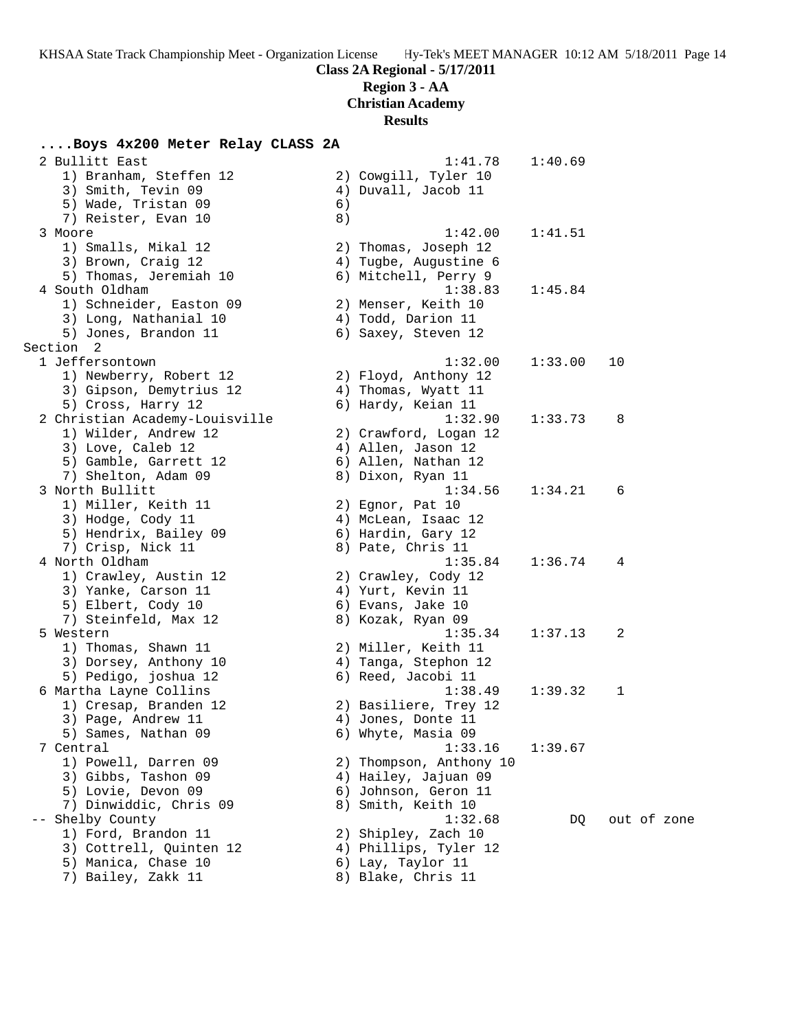**Class 2A Regional - 5/17/2011**

**Region 3 - AA**

**Christian Academy**

**Results**

### ....Boys 4x200 Meter Relay CLASS 2A

```
  2 Bullitt East                                      1:41.78    1:40.69
     1) Branham, Steffen 12             2) Cowgill, Tyler 10
     3) Smith, Tevin 09                 4) Duvall, Jacob 11
     5) Wade, Tristan 09                6)
     7) Reister, Evan 10                8)
  3 Moore                                             1:42.00    1:41.51
     1) Smalls, Mikal 12                2) Thomas, Joseph 12
     3) Brown, Craig 12                 4) Tugbe, Augustine 6
     5) Thomas, Jeremiah 10             6) Mitchell, Perry 9
  4 South Oldham                                      1:38.83    1:45.84
     1) Schneider, Easton 09            2) Menser, Keith 10
     3) Long, Nathanial 10              4) Todd, Darion 11
     5) Jones, Brandon 11               6) Saxey, Steven 12
Section  2
  1 Jeffersontown                                     1:32.00    1:33.00   10
     1) Newberry, Robert 12             2) Floyd, Anthony 12
     3) Gipson, Demytrius 12            4) Thomas, Wyatt 11
     5) Cross, Harry 12                 6) Hardy, Keian 11
  2 Christian Academy-Louisville                      1:32.90    1:33.73    8
     1) Wilder, Andrew 12               2) Crawford, Logan 12
     3) Love, Caleb 12                  4) Allen, Jason 12
     5) Gamble, Garrett 12              6) Allen, Nathan 12
     7) Shelton, Adam 09                8) Dixon, Ryan 11
  3 North Bullitt                                     1:34.56    1:34.21    6
     1) Miller, Keith 11                2) Egnor, Pat 10
     3) Hodge, Cody 11                  4) McLean, Isaac 12
     5) Hendrix, Bailey 09              6) Hardin, Gary 12
     7) Crisp, Nick 11                  8) Pate, Chris 11
  4 North Oldham                                      1:35.84    1:36.74    4
     1) Crawley, Austin 12              2) Crawley, Cody 12
     3) Yanke, Carson 11                4) Yurt, Kevin 11
     5) Elbert, Cody 10                 6) Evans, Jake 10
     7) Steinfeld, Max 12               8) Kozak, Ryan 09
  5 Western                                           1:35.34    1:37.13    2
     1) Thomas, Shawn 11                2) Miller, Keith 11
     3) Dorsey, Anthony 10              4) Tanga, Stephon 12
     5) Pedigo, joshua 12               6) Reed, Jacobi 11
  6 Martha Layne Collins                              1:38.49    1:39.32    1
     1) Cresap, Branden 12              2) Basiliere, Trey 12
     3) Page, Andrew 11                 4) Jones, Donte 11
     5) Sames, Nathan 09                6) Whyte, Masia 09
  7 Central                                           1:33.16    1:39.67
     1) Powell, Darren 09               2) Thompson, Anthony 10
     3) Gibbs, Tashon 09                4) Hailey, Jajuan 09
     5) Lovie, Devon 09                 6) Johnson, Geron 11
     7) Dinwiddic, Chris 09             8) Smith, Keith 10
 -- Shelby County                                     1:32.68         DQ   out of zone
     1) Ford, Brandon 11                2) Shipley, Zach 10
     3) Cottrell, Quinten 12            4) Phillips, Tyler 12
     5) Manica, Chase 10                6) Lay, Taylor 11
     7) Bailey, Zakk 11                 8) Blake, Chris 11
```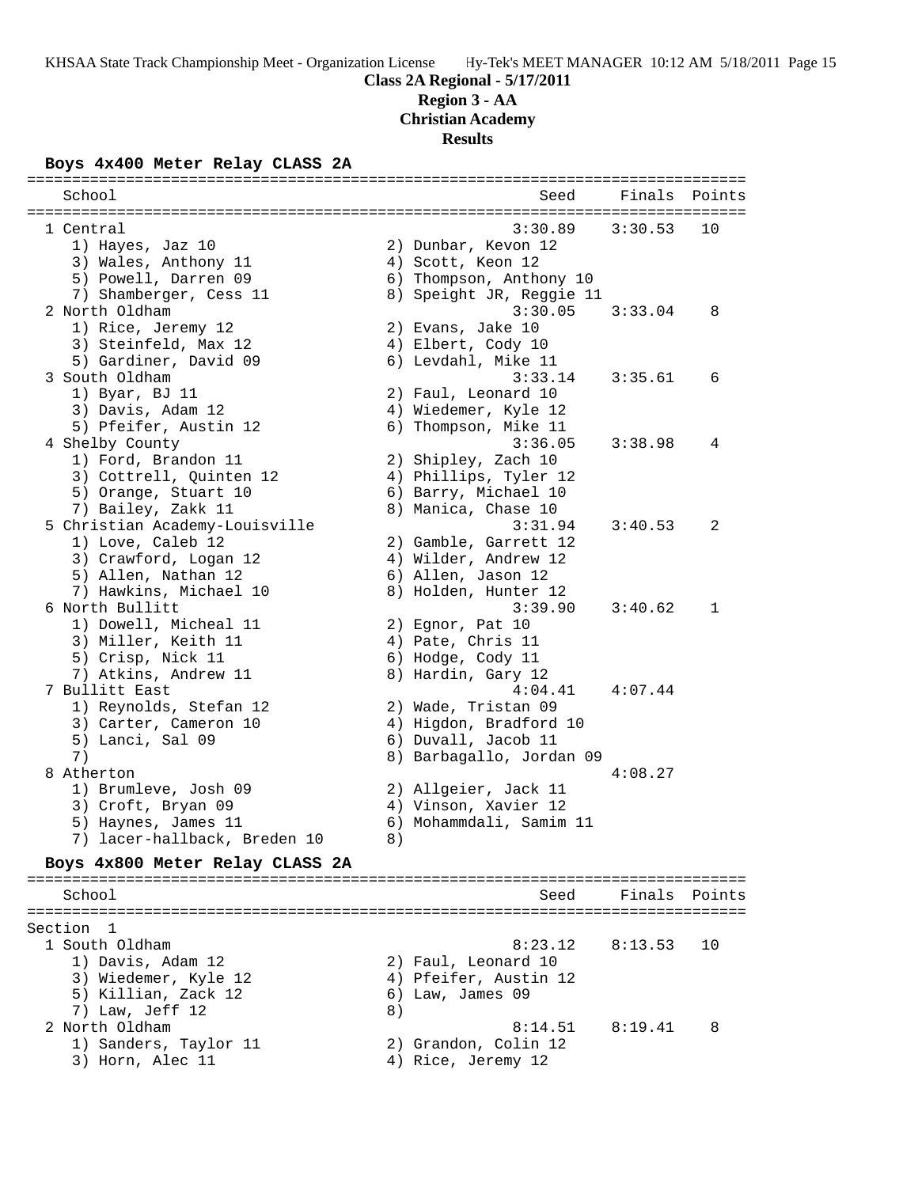**Class 2A Regional - 5/17/2011**

**Region 3 - AA**

**Christian Academy**

**Results**

### Boys 4x400 Meter Relay CLASS 2A

| | School | Seed | Finals | Points |
|---|---|---|---|---|
| 1 | Central | 3:30.89 | 3:30.53 | 10 |
| | 1) Hayes, Jaz 10; 2) Dunbar, Kevon 12; 3) Wales, Anthony 11; 4) Scott, Keon 12; 5) Powell, Darren 09; 6) Thompson, Anthony 10; 7) Shamberger, Cess 11; 8) Speight JR, Reggie 11 | | | |
| 2 | North Oldham | 3:30.05 | 3:33.04 | 8 |
| | 1) Rice, Jeremy 12; 2) Evans, Jake 10; 3) Steinfeld, Max 12; 4) Elbert, Cody 10; 5) Gardiner, David 09; 6) Levdahl, Mike 11 | | | |
| 3 | South Oldham | 3:33.14 | 3:35.61 | 6 |
| | 1) Byar, BJ 11; 2) Faul, Leonard 10; 3) Davis, Adam 12; 4) Wiedemer, Kyle 12; 5) Pfeifer, Austin 12; 6) Thompson, Mike 11 | | | |
| 4 | Shelby County | 3:36.05 | 3:38.98 | 4 |
| | 1) Ford, Brandon 11; 2) Shipley, Zach 10; 3) Cottrell, Quinten 12; 4) Phillips, Tyler 12; 5) Orange, Stuart 10; 6) Barry, Michael 10; 7) Bailey, Zakk 11; 8) Manica, Chase 10 | | | |
| 5 | Christian Academy-Louisville | 3:31.94 | 3:40.53 | 2 |
| | 1) Love, Caleb 12; 2) Gamble, Garrett 12; 3) Crawford, Logan 12; 4) Wilder, Andrew 12; 5) Allen, Nathan 12; 6) Allen, Jason 12; 7) Hawkins, Michael 10; 8) Holden, Hunter 12 | | | |
| 6 | North Bullitt | 3:39.90 | 3:40.62 | 1 |
| | 1) Dowell, Micheal 11; 2) Egnor, Pat 10; 3) Miller, Keith 11; 4) Pate, Chris 11; 5) Crisp, Nick 11; 6) Hodge, Cody 11; 7) Atkins, Andrew 11; 8) Hardin, Gary 12 | | | |
| 7 | Bullitt East | 4:04.41 | 4:07.44 | |
| | 1) Reynolds, Stefan 12; 2) Wade, Tristan 09; 3) Carter, Cameron 10; 4) Higdon, Bradford 10; 5) Lanci, Sal 09; 6) Duvall, Jacob 11; 7); 8) Barbagallo, Jordan 09 | | | |
| 8 | Atherton | | 4:08.27 | |
| | 1) Brumleve, Josh 09; 2) Allgeier, Jack 11; 3) Croft, Bryan 09; 4) Vinson, Xavier 12; 5) Haynes, James 11; 6) Mohammdali, Samim 11; 7) lacer-hallback, Breden 10; 8) | | | |

### Boys 4x800 Meter Relay CLASS 2A

Section 1

| | School | Seed | Finals | Points |
|---|---|---|---|---|
| 1 | South Oldham | 8:23.12 | 8:13.53 | 10 |
| | 1) Davis, Adam 12; 2) Faul, Leonard 10; 3) Wiedemer, Kyle 12; 4) Pfeifer, Austin 12; 5) Killian, Zack 12; 6) Law, James 09; 7) Law, Jeff 12; 8) | | | |
| 2 | North Oldham | 8:14.51 | 8:19.41 | 8 |
| | 1) Sanders, Taylor 11; 2) Grandon, Colin 12; 3) Horn, Alec 11; 4) Rice, Jeremy 12 | | | |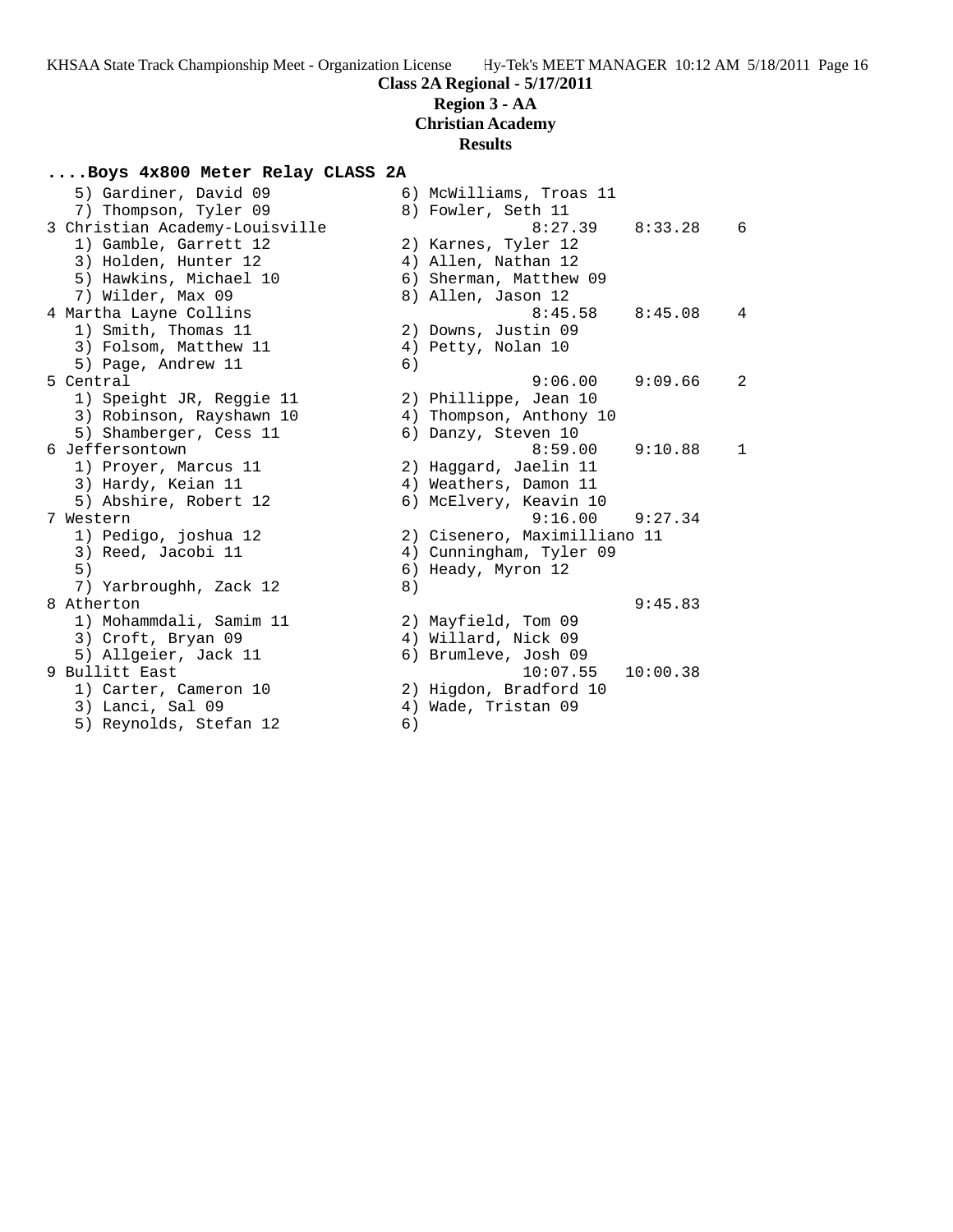**Class 2A Regional - 5/17/2011**

**Region 3 - AA**

**Christian Academy**

**Results**

**....Boys 4x800 Meter Relay CLASS 2A**

```
   5) Gardiner, David 09            6) McWilliams, Troas 11
   7) Thompson, Tyler 09            8) Fowler, Seth 11
 3 Christian Academy-Louisville                8:27.39    8:33.28    6
   1) Gamble, Garrett 12            2) Karnes, Tyler 12
   3) Holden, Hunter 12             4) Allen, Nathan 12
   5) Hawkins, Michael 10           6) Sherman, Matthew 09
   7) Wilder, Max 09                8) Allen, Jason 12
 4 Martha Layne Collins                        8:45.58    8:45.08    4
   1) Smith, Thomas 11              2) Downs, Justin 09
   3) Folsom, Matthew 11            4) Petty, Nolan 10
   5) Page, Andrew 11               6)
 5 Central                                     9:06.00    9:09.66    2
   1) Speight JR, Reggie 11         2) Phillippe, Jean 10
   3) Robinson, Rayshawn 10         4) Thompson, Anthony 10
   5) Shamberger, Cess 11           6) Danzy, Steven 10
 6 Jeffersontown                               8:59.00    9:10.88    1
   1) Proyer, Marcus 11             2) Haggard, Jaelin 11
   3) Hardy, Keian 11               4) Weathers, Damon 11
   5) Abshire, Robert 12            6) McElvery, Keavin 10
 7 Western                                     9:16.00    9:27.34
   1) Pedigo, joshua 12             2) Cisenero, Maximilliano 11
   3) Reed, Jacobi 11               4) Cunningham, Tyler 09
   5)                               6) Heady, Myron 12
   7) Yarbroughh, Zack 12           8)
 8 Atherton                                               9:45.83
   1) Mohammdali, Samim 11          2) Mayfield, Tom 09
   3) Croft, Bryan 09               4) Willard, Nick 09
   5) Allgeier, Jack 11             6) Brumleve, Josh 09
 9 Bullitt East                               10:07.55   10:00.38
   1) Carter, Cameron 10            2) Higdon, Bradford 10
   3) Lanci, Sal 09                 4) Wade, Tristan 09
   5) Reynolds, Stefan 12           6)
```